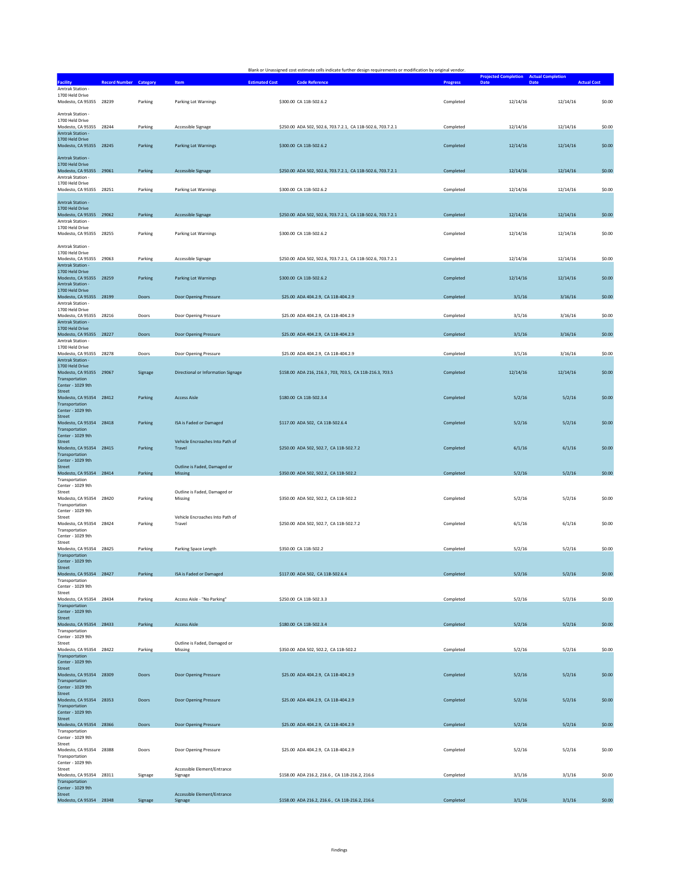Blank or Unassigned cost estimate cells indicate further design requirements or modification by original vendor.

| Facility | Record Number | Category | Item | Estimated Cost | Code Reference | Progress | Projected Completion Date | Actual Completion Date | Actual Cost |
|---|---|---|---|---|---|---|---|---|---|
| Amtrak Station - 1700 Held Drive Modesto, CA 95355 | 28239 | Parking | Parking Lot Warnings | $300.00 | CA 11B-502.6.2 | Completed | 12/14/16 | 12/14/16 | $0.00 |
| Amtrak Station - 1700 Held Drive Modesto, CA 95355 | 28244 | Parking | Accessible Signage | $250.00 | ADA 502, 502.6, 703.7.2.1, CA 11B-502.6, 703.7.2.1 | Completed | 12/14/16 | 12/14/16 | $0.00 |
| Amtrak Station - 1700 Held Drive Modesto, CA 95355 | 28245 | Parking | Parking Lot Warnings | $300.00 | CA 11B-502.6.2 | Completed | 12/14/16 | 12/14/16 | $0.00 |
| Amtrak Station - 1700 Held Drive Modesto, CA 95355 | 29061 | Parking | Accessible Signage | $250.00 | ADA 502, 502.6, 703.7.2.1, CA 11B-502.6, 703.7.2.1 | Completed | 12/14/16 | 12/14/16 | $0.00 |
| Amtrak Station - 1700 Held Drive Modesto, CA 95355 | 28251 | Parking | Parking Lot Warnings | $300.00 | CA 11B-502.6.2 | Completed | 12/14/16 | 12/14/16 | $0.00 |
| Amtrak Station - 1700 Held Drive Modesto, CA 95355 | 29062 | Parking | Accessible Signage | $250.00 | ADA 502, 502.6, 703.7.2.1, CA 11B-502.6, 703.7.2.1 | Completed | 12/14/16 | 12/14/16 | $0.00 |
| Amtrak Station - 1700 Held Drive Modesto, CA 95355 | 28255 | Parking | Parking Lot Warnings | $300.00 | CA 11B-502.6.2 | Completed | 12/14/16 | 12/14/16 | $0.00 |
| Amtrak Station - 1700 Held Drive Modesto, CA 95355 | 29063 | Parking | Accessible Signage | $250.00 | ADA 502, 502.6, 703.7.2.1, CA 11B-502.6, 703.7.2.1 | Completed | 12/14/16 | 12/14/16 | $0.00 |
| Amtrak Station - 1700 Held Drive Modesto, CA 95355 | 28259 | Parking | Parking Lot Warnings | $300.00 | CA 11B-502.6.2 | Completed | 12/14/16 | 12/14/16 | $0.00 |
| Amtrak Station - 1700 Held Drive Modesto, CA 95355 | 28199 | Doors | Door Opening Pressure | $25.00 | ADA 404.2.9, CA 11B-404.2.9 | Completed | 3/1/16 | 3/16/16 | $0.00 |
| Amtrak Station - 1700 Held Drive Modesto, CA 95355 | 28216 | Doors | Door Opening Pressure | $25.00 | ADA 404.2.9, CA 11B-404.2.9 | Completed | 3/1/16 | 3/16/16 | $0.00 |
| Amtrak Station - 1700 Held Drive Modesto, CA 95355 | 28227 | Doors | Door Opening Pressure | $25.00 | ADA 404.2.9, CA 11B-404.2.9 | Completed | 3/1/16 | 3/16/16 | $0.00 |
| Amtrak Station - 1700 Held Drive Modesto, CA 95355 | 28278 | Doors | Door Opening Pressure | $25.00 | ADA 404.2.9, CA 11B-404.2.9 | Completed | 3/1/16 | 3/16/16 | $0.00 |
| Amtrak Station - 1700 Held Drive Modesto, CA 95355 | 29067 | Signage | Directional or Information Signage | $158.00 | ADA 216, 216.3 , 703, 703.5, CA 11B-216.3, 703.5 | Completed | 12/14/16 | 12/14/16 | $0.00 |
| Transportation Center - 1029 9th Street Modesto, CA 95354 | 28412 | Parking | Access Aisle | $180.00 | CA 11B-502.3.4 | Completed | 5/2/16 | 5/2/16 | $0.00 |
| Transportation Center - 1029 9th Street Modesto, CA 95354 | 28418 | Parking | ISA is Faded or Damaged | $117.00 | ADA 502, CA 11B-502.6.4 | Completed | 5/2/16 | 5/2/16 | $0.00 |
| Transportation Center - 1029 9th Street Modesto, CA 95354 | 28415 | Parking | Vehicle Encroaches Into Path of Travel | $250.00 | ADA 502, 502.7, CA 11B-502.7.2 | Completed | 6/1/16 | 6/1/16 | $0.00 |
| Transportation Center - 1029 9th Street Modesto, CA 95354 | 28414 | Parking | Outline is Faded, Damaged or Missing | $350.00 | ADA 502, 502.2, CA 11B-502.2 | Completed | 5/2/16 | 5/2/16 | $0.00 |
| Transportation Center - 1029 9th Street Modesto, CA 95354 | 28420 | Parking | Outline is Faded, Damaged or Missing | $350.00 | ADA 502, 502.2, CA 11B-502.2 | Completed | 5/2/16 | 5/2/16 | $0.00 |
| Transportation Center - 1029 9th Street Modesto, CA 95354 | 28424 | Parking | Vehicle Encroaches Into Path of Travel | $250.00 | ADA 502, 502.7, CA 11B-502.7.2 | Completed | 6/1/16 | 6/1/16 | $0.00 |
| Transportation Center - 1029 9th Street Modesto, CA 95354 | 28425 | Parking | Parking Space Length | $350.00 | CA 11B-502.2 | Completed | 5/2/16 | 5/2/16 | $0.00 |
| Transportation Center - 1029 9th Street Modesto, CA 95354 | 28427 | Parking | ISA is Faded or Damaged | $117.00 | ADA 502, CA 11B-502.6.4 | Completed | 5/2/16 | 5/2/16 | $0.00 |
| Transportation Center - 1029 9th Street Modesto, CA 95354 | 28434 | Parking | Access Aisle - "No Parking" | $250.00 | CA 11B-502.3.3 | Completed | 5/2/16 | 5/2/16 | $0.00 |
| Transportation Center - 1029 9th Street Modesto, CA 95354 | 28433 | Parking | Access Aisle | $180.00 | CA 11B-502.3.4 | Completed | 5/2/16 | 5/2/16 | $0.00 |
| Transportation Center - 1029 9th Street Modesto, CA 95354 | 28422 | Parking | Outline is Faded, Damaged or Missing | $350.00 | ADA 502, 502.2, CA 11B-502.2 | Completed | 5/2/16 | 5/2/16 | $0.00 |
| Transportation Center - 1029 9th Street Modesto, CA 95354 | 28309 | Doors | Door Opening Pressure | $25.00 | ADA 404.2.9, CA 11B-404.2.9 | Completed | 5/2/16 | 5/2/16 | $0.00 |
| Transportation Center - 1029 9th Street Modesto, CA 95354 | 28353 | Doors | Door Opening Pressure | $25.00 | ADA 404.2.9, CA 11B-404.2.9 | Completed | 5/2/16 | 5/2/16 | $0.00 |
| Transportation Center - 1029 9th Street Modesto, CA 95354 | 28366 | Doors | Door Opening Pressure | $25.00 | ADA 404.2.9, CA 11B-404.2.9 | Completed | 5/2/16 | 5/2/16 | $0.00 |
| Transportation Center - 1029 9th Street Modesto, CA 95354 | 28388 | Doors | Door Opening Pressure | $25.00 | ADA 404.2.9, CA 11B-404.2.9 | Completed | 5/2/16 | 5/2/16 | $0.00 |
| Transportation Center - 1029 9th Street Modesto, CA 95354 | 28311 | Signage | Accessible Element/Entrance Signage | $158.00 | ADA 216.2, 216.6 , CA 11B-216.2, 216.6 | Completed | 3/1/16 | 3/1/16 | $0.00 |
| Transportation Center - 1029 9th Street Modesto, CA 95354 | 28348 | Signage | Accessible Element/Entrance Signage | $158.00 | ADA 216.2, 216.6 , CA 11B-216.2, 216.6 | Completed | 3/1/16 | 3/1/16 | $0.00 |

Findings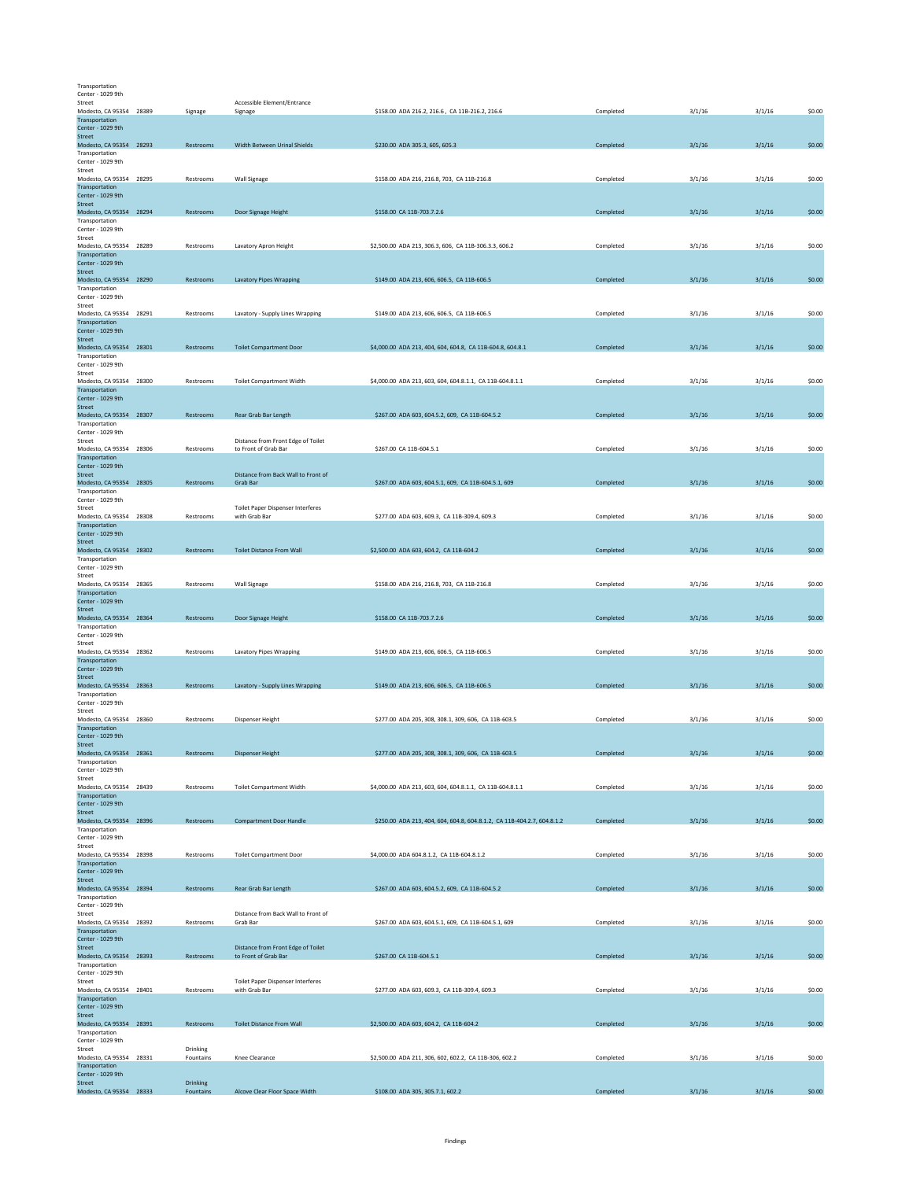| | | | | | | | | |
|---|---|---|---|---|---|---|---|---|
| Transportation Center - 1029 9th Street Modesto, CA 95354 | 28389 | Signage | Accessible Element/Entrance Signage | $158.00 ADA 216.2, 216.6 , CA 11B-216.2, 216.6 | Completed | 3/1/16 | 3/1/16 | $0.00 |
| Transportation Center - 1029 9th Street Modesto, CA 95354 | 28293 | Restrooms | Width Between Urinal Shields | $230.00 ADA 305.3, 605, 605.3 | Completed | 3/1/16 | 3/1/16 | $0.00 |
| Transportation Center - 1029 9th Street Modesto, CA 95354 | 28295 | Restrooms | Wall Signage | $158.00 ADA 216, 216.8, 703, CA 11B-216.8 | Completed | 3/1/16 | 3/1/16 | $0.00 |
| Transportation Center - 1029 9th Street Modesto, CA 95354 | 28294 | Restrooms | Door Signage Height | $158.00 CA 11B-703.7.2.6 | Completed | 3/1/16 | 3/1/16 | $0.00 |
| Transportation Center - 1029 9th Street Modesto, CA 95354 | 28289 | Restrooms | Lavatory Apron Height | $2,500.00 ADA 213, 306.3, 606, CA 11B-306.3.3, 606.2 | Completed | 3/1/16 | 3/1/16 | $0.00 |
| Transportation Center - 1029 9th Street Modesto, CA 95354 | 28290 | Restrooms | Lavatory Pipes Wrapping | $149.00 ADA 213, 606, 606.5, CA 11B-606.5 | Completed | 3/1/16 | 3/1/16 | $0.00 |
| Transportation Center - 1029 9th Street Modesto, CA 95354 | 28291 | Restrooms | Lavatory - Supply Lines Wrapping | $149.00 ADA 213, 606, 606.5, CA 11B-606.5 | Completed | 3/1/16 | 3/1/16 | $0.00 |
| Transportation Center - 1029 9th Street Modesto, CA 95354 | 28301 | Restrooms | Toilet Compartment Door | $4,000.00 ADA 213, 404, 604, 604.8, CA 11B-604.8, 604.8.1 | Completed | 3/1/16 | 3/1/16 | $0.00 |
| Transportation Center - 1029 9th Street Modesto, CA 95354 | 28300 | Restrooms | Toilet Compartment Width | $4,000.00 ADA 213, 603, 604, 604.8.1.1, CA 11B-604.8.1.1 | Completed | 3/1/16 | 3/1/16 | $0.00 |
| Transportation Center - 1029 9th Street Modesto, CA 95354 | 28307 | Restrooms | Rear Grab Bar Length | $267.00 ADA 603, 604.5.2, 609, CA 11B-604.5.2 | Completed | 3/1/16 | 3/1/16 | $0.00 |
| Transportation Center - 1029 9th Street Modesto, CA 95354 | 28306 | Restrooms | Distance from Front Edge of Toilet to Front of Grab Bar | $267.00 CA 11B-604.5.1 | Completed | 3/1/16 | 3/1/16 | $0.00 |
| Transportation Center - 1029 9th Street Modesto, CA 95354 | 28305 | Restrooms | Distance from Back Wall to Front of Grab Bar | $267.00 ADA 603, 604.5.1, 609, CA 11B-604.5.1, 609 | Completed | 3/1/16 | 3/1/16 | $0.00 |
| Transportation Center - 1029 9th Street Modesto, CA 95354 | 28308 | Restrooms | Toilet Paper Dispenser Interferes with Grab Bar | $277.00 ADA 603, 609.3, CA 11B-309.4, 609.3 | Completed | 3/1/16 | 3/1/16 | $0.00 |
| Transportation Center - 1029 9th Street Modesto, CA 95354 | 28302 | Restrooms | Toilet Distance From Wall | $2,500.00 ADA 603, 604.2, CA 11B-604.2 | Completed | 3/1/16 | 3/1/16 | $0.00 |
| Transportation Center - 1029 9th Street Modesto, CA 95354 | 28365 | Restrooms | Wall Signage | $158.00 ADA 216, 216.8, 703, CA 11B-216.8 | Completed | 3/1/16 | 3/1/16 | $0.00 |
| Transportation Center - 1029 9th Street Modesto, CA 95354 | 28364 | Restrooms | Door Signage Height | $158.00 CA 11B-703.7.2.6 | Completed | 3/1/16 | 3/1/16 | $0.00 |
| Transportation Center - 1029 9th Street Modesto, CA 95354 | 28362 | Restrooms | Lavatory Pipes Wrapping | $149.00 ADA 213, 606, 606.5, CA 11B-606.5 | Completed | 3/1/16 | 3/1/16 | $0.00 |
| Transportation Center - 1029 9th Street Modesto, CA 95354 | 28363 | Restrooms | Lavatory - Supply Lines Wrapping | $149.00 ADA 213, 606, 606.5, CA 11B-606.5 | Completed | 3/1/16 | 3/1/16 | $0.00 |
| Transportation Center - 1029 9th Street Modesto, CA 95354 | 28360 | Restrooms | Dispenser Height | $277.00 ADA 205, 308, 308.1, 309, 606, CA 11B-603.5 | Completed | 3/1/16 | 3/1/16 | $0.00 |
| Transportation Center - 1029 9th Street Modesto, CA 95354 | 28361 | Restrooms | Dispenser Height | $277.00 ADA 205, 308, 308.1, 309, 606, CA 11B-603.5 | Completed | 3/1/16 | 3/1/16 | $0.00 |
| Transportation Center - 1029 9th Street Modesto, CA 95354 | 28439 | Restrooms | Toilet Compartment Width | $4,000.00 ADA 213, 603, 604, 604.8.1.1, CA 11B-604.8.1.1 | Completed | 3/1/16 | 3/1/16 | $0.00 |
| Transportation Center - 1029 9th Street Modesto, CA 95354 | 28396 | Restrooms | Compartment Door Handle | $250.00 ADA 213, 404, 604, 604.8, 604.8.1.2, CA 11B-404.2.7, 604.8.1.2 | Completed | 3/1/16 | 3/1/16 | $0.00 |
| Transportation Center - 1029 9th Street Modesto, CA 95354 | 28398 | Restrooms | Toilet Compartment Door | $4,000.00 ADA 604.8.1.2, CA 11B-604.8.1.2 | Completed | 3/1/16 | 3/1/16 | $0.00 |
| Transportation Center - 1029 9th Street Modesto, CA 95354 | 28394 | Restrooms | Rear Grab Bar Length | $267.00 ADA 603, 604.5.2, 609, CA 11B-604.5.2 | Completed | 3/1/16 | 3/1/16 | $0.00 |
| Transportation Center - 1029 9th Street Modesto, CA 95354 | 28392 | Restrooms | Distance from Back Wall to Front of Grab Bar | $267.00 ADA 603, 604.5.1, 609, CA 11B-604.5.1, 609 | Completed | 3/1/16 | 3/1/16 | $0.00 |
| Transportation Center - 1029 9th Street Modesto, CA 95354 | 28393 | Restrooms | Distance from Front Edge of Toilet to Front of Grab Bar | $267.00 CA 11B-604.5.1 | Completed | 3/1/16 | 3/1/16 | $0.00 |
| Transportation Center - 1029 9th Street Modesto, CA 95354 | 28401 | Restrooms | Toilet Paper Dispenser Interferes with Grab Bar | $277.00 ADA 603, 609.3, CA 11B-309.4, 609.3 | Completed | 3/1/16 | 3/1/16 | $0.00 |
| Transportation Center - 1029 9th Street Modesto, CA 95354 | 28391 | Restrooms | Toilet Distance From Wall | $2,500.00 ADA 603, 604.2, CA 11B-604.2 | Completed | 3/1/16 | 3/1/16 | $0.00 |
| Transportation Center - 1029 9th Street Modesto, CA 95354 | 28331 | Drinking Fountains | Knee Clearance | $2,500.00 ADA 211, 306, 602, 602.2, CA 11B-306, 602.2 | Completed | 3/1/16 | 3/1/16 | $0.00 |
| Transportation Center - 1029 9th Street Modesto, CA 95354 | 28333 | Drinking Fountains | Alcove Clear Floor Space Width | $108.00 ADA 305, 305.7.1, 602.2 | Completed | 3/1/16 | 3/1/16 | $0.00 |

Findings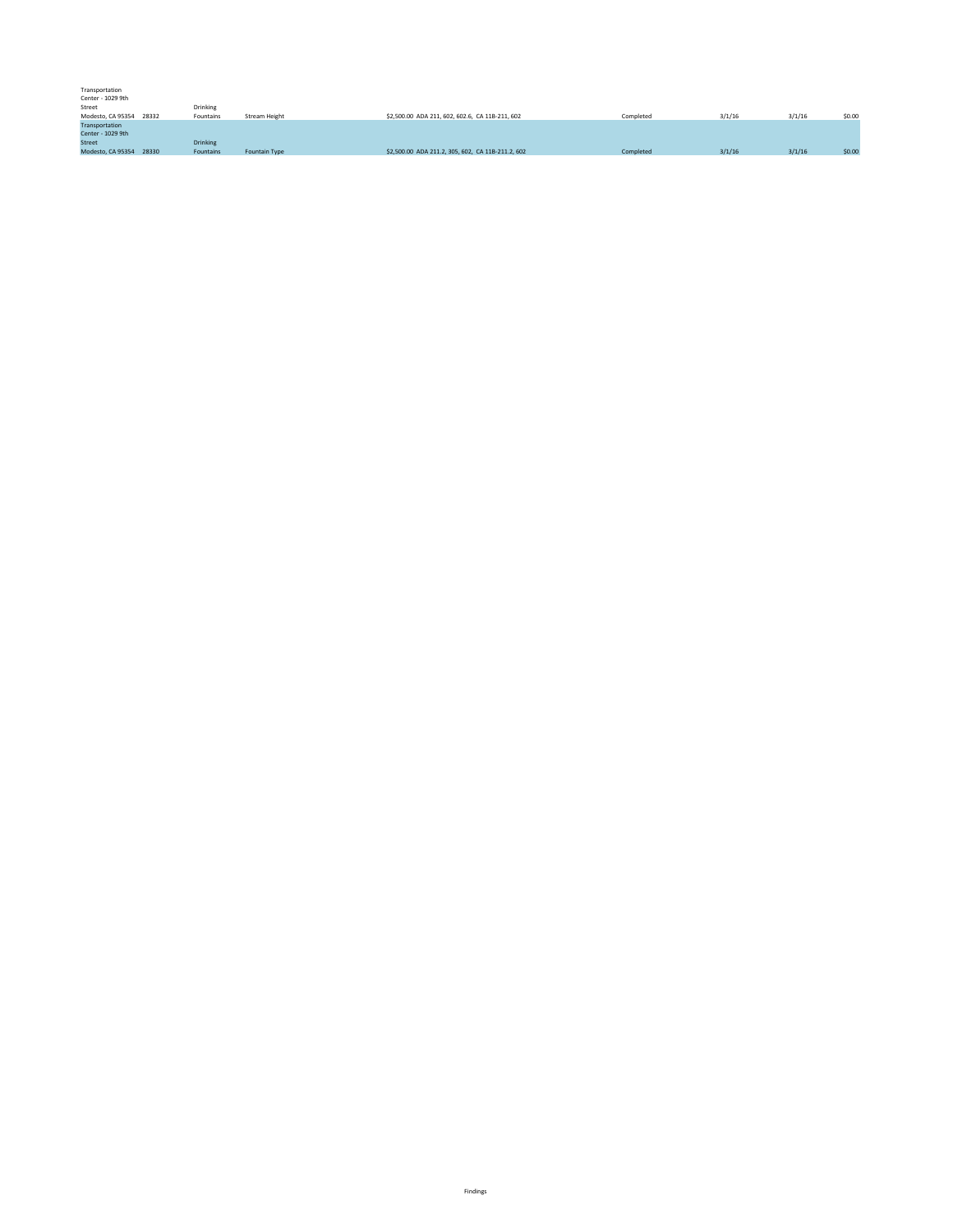| | | | | | | | | | |
|---|---|---|---|---|---|---|---|---|---|
| Transportation Center - 1029 9th Street Modesto, CA 95354 | 28332 | Drinking Fountains | Stream Height | $2,500.00 | ADA 211, 602, 602.6, CA 11B-211, 602 | Completed | 3/1/16 | 3/1/16 | $0.00 |
| Transportation Center - 1029 9th Street Modesto, CA 95354 | 28330 | Drinking Fountains | Fountain Type | $2,500.00 | ADA 211.2, 305, 602, CA 11B-211.2, 602 | Completed | 3/1/16 | 3/1/16 | $0.00 |